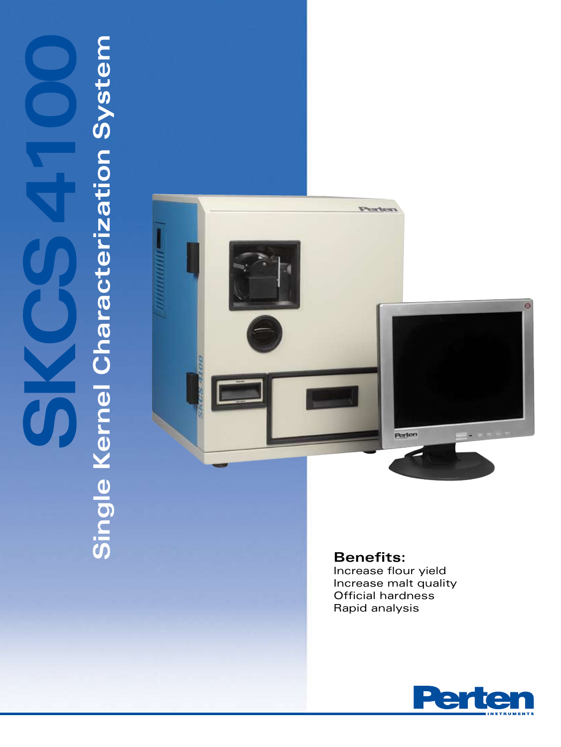# SKCS 4100

## Single Kernel Characterization System

**Benefits:**

Increase flour yield
Increase malt quality
Official hardness
Rapid analysis

Perten INSTRUMENTS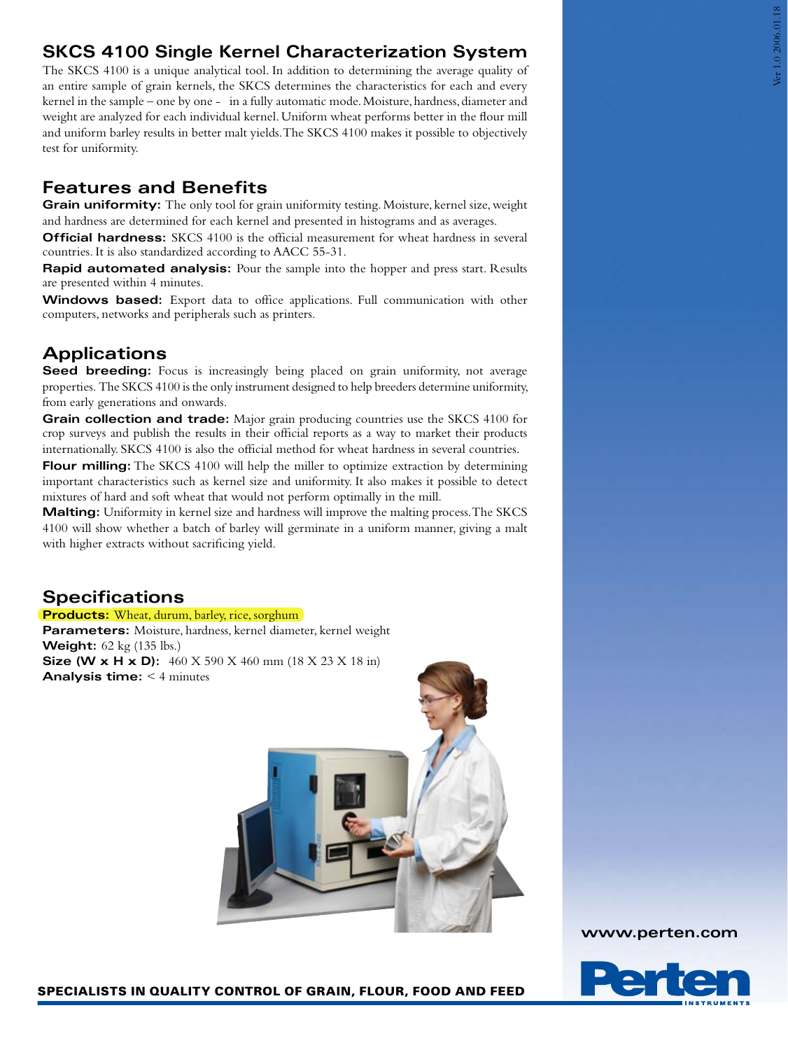## SKCS 4100 Single Kernel Characterization System

The SKCS 4100 is a unique analytical tool. In addition to determining the average quality of an entire sample of grain kernels, the SKCS determines the characteristics for each and every kernel in the sample – one by one - in a fully automatic mode. Moisture, hardness, diameter and weight are analyzed for each individual kernel. Uniform wheat performs better in the flour mill and uniform barley results in better malt yields. The SKCS 4100 makes it possible to objectively test for uniformity.

## Features and Benefits

**Grain uniformity:** The only tool for grain uniformity testing. Moisture, kernel size, weight and hardness are determined for each kernel and presented in histograms and as averages.

**Official hardness:** SKCS 4100 is the official measurement for wheat hardness in several countries. It is also standardized according to AACC 55-31.

**Rapid automated analysis:** Pour the sample into the hopper and press start. Results are presented within 4 minutes.

**Windows based:** Export data to office applications. Full communication with other computers, networks and peripherals such as printers.

## Applications

**Seed breeding:** Focus is increasingly being placed on grain uniformity, not average properties. The SKCS 4100 is the only instrument designed to help breeders determine uniformity, from early generations and onwards.

**Grain collection and trade:** Major grain producing countries use the SKCS 4100 for crop surveys and publish the results in their official reports as a way to market their products internationally. SKCS 4100 is also the official method for wheat hardness in several countries.

**Flour milling:** The SKCS 4100 will help the miller to optimize extraction by determining important characteristics such as kernel size and uniformity. It also makes it possible to detect mixtures of hard and soft wheat that would not perform optimally in the mill.

**Malting:** Uniformity in kernel size and hardness will improve the malting process. The SKCS 4100 will show whether a batch of barley will germinate in a uniform manner, giving a malt with higher extracts without sacrificing yield.

## Specifications

**Products:** Wheat, durum, barley, rice, sorghum

**Parameters:** Moisture, hardness, kernel diameter, kernel weight

**Weight:** 62 kg (135 lbs.)

**Size (W x H x D):** 460 X 590 X 460 mm (18 X 23 X 18 in)

**Analysis time:** < 4 minutes

www.perten.com

**SPECIALISTS IN QUALITY CONTROL OF GRAIN, FLOUR, FOOD AND FEED**